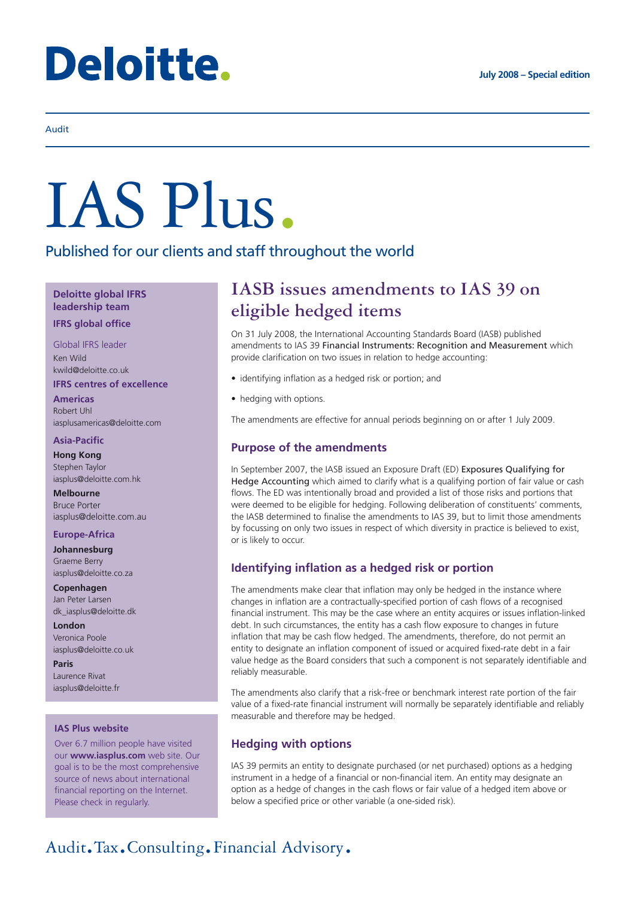# Deloitte.

**July 2008 – Special edition**

Audit

# IAS Plus.

Published for our clients and staff throughout the world

## IASB issues amendments to IAS 39 on eligible hedged items

On 31 July 2008, the International Accounting Standards Board (IASB) published amendments to IAS 39 *Financial Instruments: Recognition and Measurement* which provide clarification on two issues in relation to hedge accounting:

- identifying inflation as a hedged risk or portion; and
- hedging with options.

The amendments are effective for annual periods beginning on or after 1 July 2009.

### Purpose of the amendments

In September 2007, the IASB issued an Exposure Draft (ED) *Exposures Qualifying for Hedge Accounting* which aimed to clarify what is a qualifying portion of fair value or cash flows. The ED was intentionally broad and provided a list of those risks and portions that were deemed to be eligible for hedging. Following deliberation of constituents' comments, the IASB determined to finalise the amendments to IAS 39, but to limit those amendments by focussing on only two issues in respect of which diversity in practice is believed to exist, or is likely to occur.

### Identifying inflation as a hedged risk or portion

The amendments make clear that inflation may only be hedged in the instance where changes in inflation are a contractually-specified portion of cash flows of a recognised financial instrument. This may be the case where an entity acquires or issues inflation-linked debt. In such circumstances, the entity has a cash flow exposure to changes in future inflation that may be cash flow hedged. The amendments, therefore, do not permit an entity to designate an inflation component of issued or acquired fixed-rate debt in a fair value hedge as the Board considers that such a component is not separately identifiable and reliably measurable.

The amendments also clarify that a risk-free or benchmark interest rate portion of the fair value of a fixed-rate financial instrument will normally be separately identifiable and reliably measurable and therefore may be hedged.

### Hedging with options

IAS 39 permits an entity to designate purchased (or net purchased) options as a hedging instrument in a hedge of a financial or non-financial item. An entity may designate an option as a hedge of changes in the cash flows or fair value of a hedged item above or below a specified price or other variable (a one-sided risk).

---

**Deloitte global IFRS leadership team**

**IFRS global office**

Global IFRS leader
Ken Wild
kwild@deloitte.co.uk

**IFRS centres of excellence**

**Americas**
Robert Uhl
iasplusamericas@deloitte.com

**Asia-Pacific**

**Hong Kong**
Stephen Taylor
iasplus@deloitte.com.hk

**Melbourne**
Bruce Porter
iasplus@deloitte.com.au

**Europe-Africa**

**Johannesburg**
Graeme Berry
iasplus@deloitte.co.za

**Copenhagen**
Jan Peter Larsen
dk_iasplus@deloitte.dk

**London**
Veronica Poole
iasplus@deloitte.co.uk

**Paris**
Laurence Rivat
iasplus@deloitte.fr

**IAS Plus website**

Over 6.7 million people have visited our **www.iasplus.com** web site. Our goal is to be the most comprehensive source of news about international financial reporting on the Internet. Please check in regularly.

Audit. Tax. Consulting. Financial Advisory.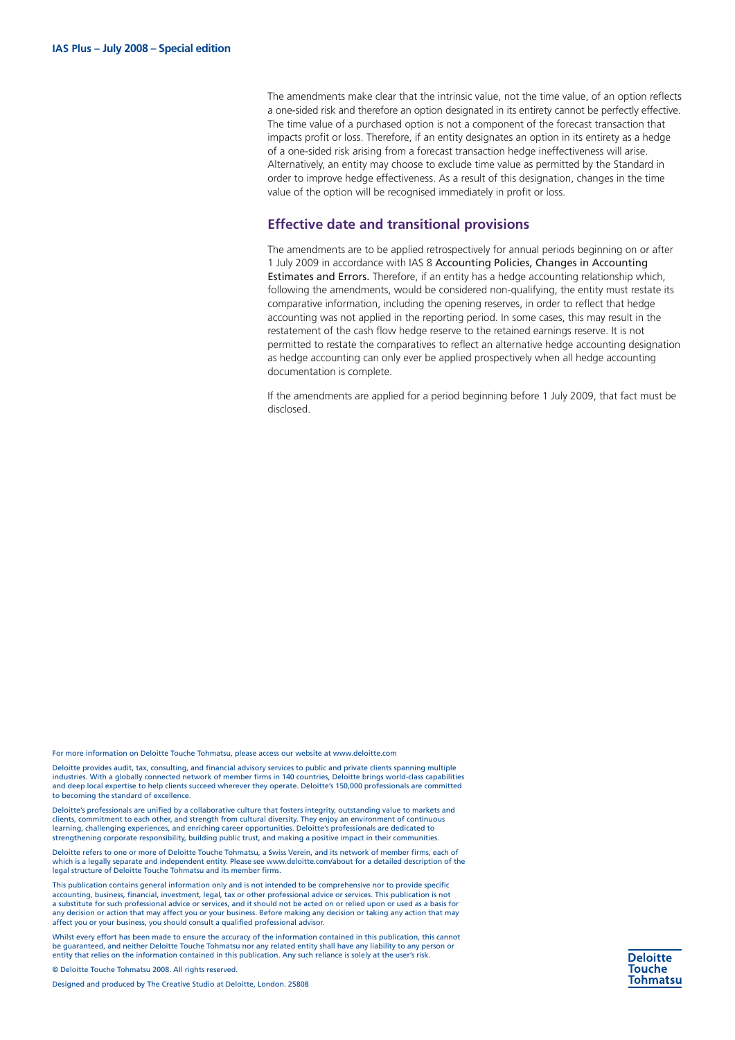The amendments make clear that the intrinsic value, not the time value, of an option reflects a one-sided risk and therefore an option designated in its entirety cannot be perfectly effective. The time value of a purchased option is not a component of the forecast transaction that impacts profit or loss. Therefore, if an entity designates an option in its entirety as a hedge of a one-sided risk arising from a forecast transaction hedge ineffectiveness will arise. Alternatively, an entity may choose to exclude time value as permitted by the Standard in order to improve hedge effectiveness. As a result of this designation, changes in the time value of the option will be recognised immediately in profit or loss.

## Effective date and transitional provisions

The amendments are to be applied retrospectively for annual periods beginning on or after 1 July 2009 in accordance with IAS 8 *Accounting Policies, Changes in Accounting Estimates and Errors*. Therefore, if an entity has a hedge accounting relationship which, following the amendments, would be considered non-qualifying, the entity must restate its comparative information, including the opening reserves, in order to reflect that hedge accounting was not applied in the reporting period. In some cases, this may result in the restatement of the cash flow hedge reserve to the retained earnings reserve. It is not permitted to restate the comparatives to reflect an alternative hedge accounting designation as hedge accounting can only ever be applied prospectively when all hedge accounting documentation is complete.

If the amendments are applied for a period beginning before 1 July 2009, that fact must be disclosed.

For more information on Deloitte Touche Tohmatsu, please access our website at www.deloitte.com

Deloitte provides audit, tax, consulting, and financial advisory services to public and private clients spanning multiple industries. With a globally connected network of member firms in 140 countries, Deloitte brings world-class capabilities and deep local expertise to help clients succeed wherever they operate. Deloitte's 150,000 professionals are committed to becoming the standard of excellence.

Deloitte's professionals are unified by a collaborative culture that fosters integrity, outstanding value to markets and clients, commitment to each other, and strength from cultural diversity. They enjoy an environment of continuous learning, challenging experiences, and enriching career opportunities. Deloitte's professionals are dedicated to strengthening corporate responsibility, building public trust, and making a positive impact in their communities.

Deloitte refers to one or more of Deloitte Touche Tohmatsu, a Swiss Verein, and its network of member firms, each of which is a legally separate and independent entity. Please see www.deloitte.com/about for a detailed description of the legal structure of Deloitte Touche Tohmatsu and its member firms.

This publication contains general information only and is not intended to be comprehensive nor to provide specific accounting, business, financial, investment, legal, tax or other professional advice or services. This publication is not a substitute for such professional advice or services, and it should not be acted on or relied upon or used as a basis for any decision or action that may affect you or your business. Before making any decision or taking any action that may affect you or your business, you should consult a qualified professional advisor.

Whilst every effort has been made to ensure the accuracy of the information contained in this publication, this cannot be guaranteed, and neither Deloitte Touche Tohmatsu nor any related entity shall have any liability to any person or entity that relies on the information contained in this publication. Any such reliance is solely at the user's risk.

© Deloitte Touche Tohmatsu 2008. All rights reserved.

Designed and produced by The Creative Studio at Deloitte, London. 25808

Deloitte Touche Tohmatsu